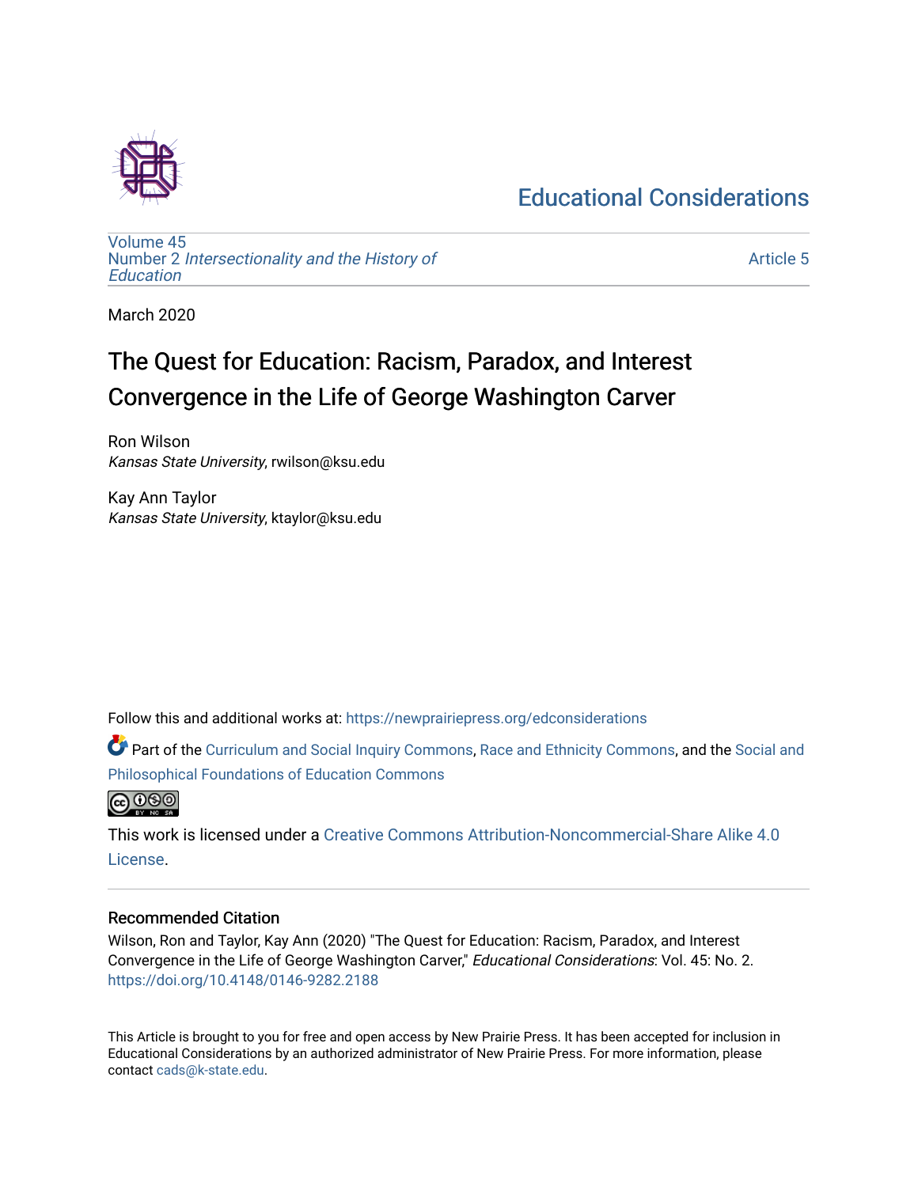# Educational Considerations

Volume 45
Number 2 *Intersectionality and the History of Education*

Article 5

March 2020

## The Quest for Education: Racism, Paradox, and Interest Convergence in the Life of George Washington Carver

Ron Wilson
*Kansas State University*, rwilson@ksu.edu

Kay Ann Taylor
*Kansas State University*, ktaylor@ksu.edu

Follow this and additional works at: https://newprairiepress.org/edconsiderations

Part of the Curriculum and Social Inquiry Commons, Race and Ethnicity Commons, and the Social and Philosophical Foundations of Education Commons

This work is licensed under a Creative Commons Attribution-Noncommercial-Share Alike 4.0 License.

### Recommended Citation

Wilson, Ron and Taylor, Kay Ann (2020) "The Quest for Education: Racism, Paradox, and Interest Convergence in the Life of George Washington Carver," *Educational Considerations*: Vol. 45: No. 2. https://doi.org/10.4148/0146-9282.2188

This Article is brought to you for free and open access by New Prairie Press. It has been accepted for inclusion in Educational Considerations by an authorized administrator of New Prairie Press. For more information, please contact cads@k-state.edu.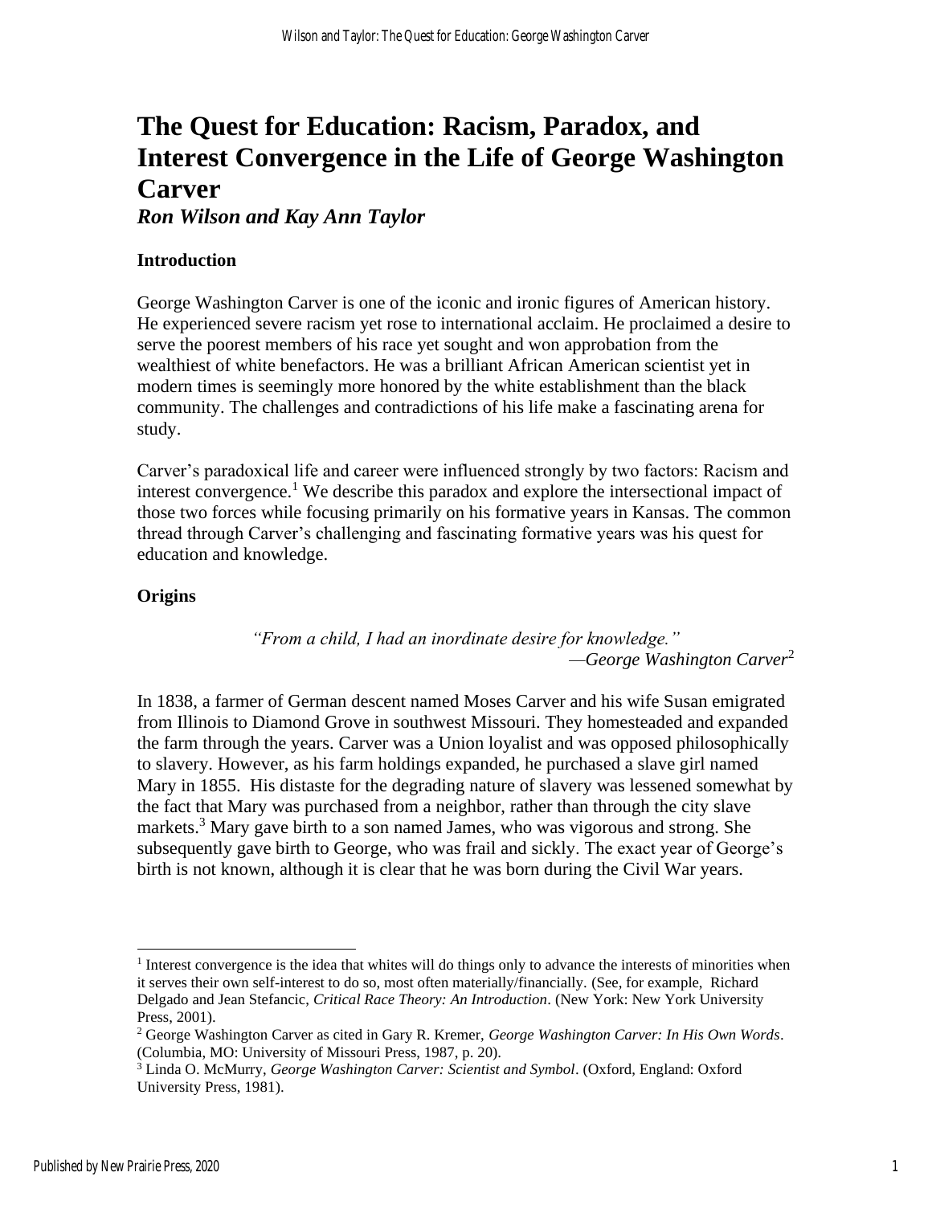# The Quest for Education: Racism, Paradox, and Interest Convergence in the Life of George Washington Carver

***Ron Wilson and Kay Ann Taylor***

## Introduction

George Washington Carver is one of the iconic and ironic figures of American history. He experienced severe racism yet rose to international acclaim. He proclaimed a desire to serve the poorest members of his race yet sought and won approbation from the wealthiest of white benefactors. He was a brilliant African American scientist yet in modern times is seemingly more honored by the white establishment than the black community. The challenges and contradictions of his life make a fascinating arena for study.

Carver's paradoxical life and career were influenced strongly by two factors: Racism and interest convergence.[1] We describe this paradox and explore the intersectional impact of those two forces while focusing primarily on his formative years in Kansas. The common thread through Carver's challenging and fascinating formative years was his quest for education and knowledge.

## Origins

> *"From a child, I had an inordinate desire for knowledge."*
> —*George Washington Carver*[2]

In 1838, a farmer of German descent named Moses Carver and his wife Susan emigrated from Illinois to Diamond Grove in southwest Missouri. They homesteaded and expanded the farm through the years. Carver was a Union loyalist and was opposed philosophically to slavery. However, as his farm holdings expanded, he purchased a slave girl named Mary in 1855. His distaste for the degrading nature of slavery was lessened somewhat by the fact that Mary was purchased from a neighbor, rather than through the city slave markets.[3] Mary gave birth to a son named James, who was vigorous and strong. She subsequently gave birth to George, who was frail and sickly. The exact year of George's birth is not known, although it is clear that he was born during the Civil War years.

---

[1] Interest convergence is the idea that whites will do things only to advance the interests of minorities when it serves their own self-interest to do so, most often materially/financially. (See, for example, Richard Delgado and Jean Stefancic, *Critical Race Theory: An Introduction*. (New York: New York University Press, 2001).

[2] George Washington Carver as cited in Gary R. Kremer, *George Washington Carver: In His Own Words*. (Columbia, MO: University of Missouri Press, 1987, p. 20).

[3] Linda O. McMurry, *George Washington Carver: Scientist and Symbol*. (Oxford, England: Oxford University Press, 1981).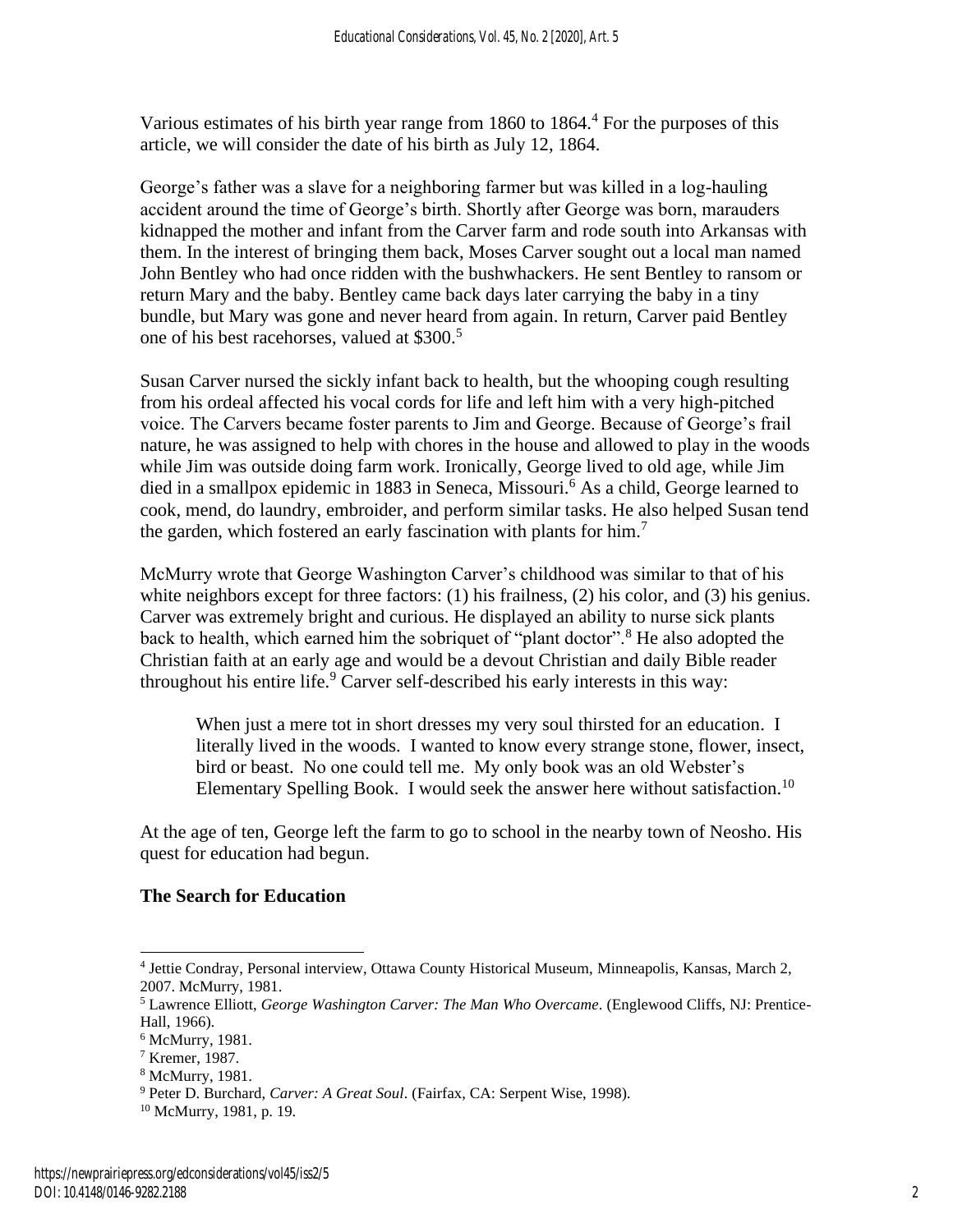Various estimates of his birth year range from 1860 to 1864.[4] For the purposes of this article, we will consider the date of his birth as July 12, 1864.

George's father was a slave for a neighboring farmer but was killed in a log-hauling accident around the time of George's birth. Shortly after George was born, marauders kidnapped the mother and infant from the Carver farm and rode south into Arkansas with them. In the interest of bringing them back, Moses Carver sought out a local man named John Bentley who had once ridden with the bushwhackers. He sent Bentley to ransom or return Mary and the baby. Bentley came back days later carrying the baby in a tiny bundle, but Mary was gone and never heard from again. In return, Carver paid Bentley one of his best racehorses, valued at $300.[5]

Susan Carver nursed the sickly infant back to health, but the whooping cough resulting from his ordeal affected his vocal cords for life and left him with a very high-pitched voice. The Carvers became foster parents to Jim and George. Because of George's frail nature, he was assigned to help with chores in the house and allowed to play in the woods while Jim was outside doing farm work. Ironically, George lived to old age, while Jim died in a smallpox epidemic in 1883 in Seneca, Missouri.[6] As a child, George learned to cook, mend, do laundry, embroider, and perform similar tasks. He also helped Susan tend the garden, which fostered an early fascination with plants for him.[7]

McMurry wrote that George Washington Carver's childhood was similar to that of his white neighbors except for three factors: (1) his frailness, (2) his color, and (3) his genius. Carver was extremely bright and curious. He displayed an ability to nurse sick plants back to health, which earned him the sobriquet of "plant doctor".[8] He also adopted the Christian faith at an early age and would be a devout Christian and daily Bible reader throughout his entire life.[9] Carver self-described his early interests in this way:

> When just a mere tot in short dresses my very soul thirsted for an education. I literally lived in the woods. I wanted to know every strange stone, flower, insect, bird or beast. No one could tell me. My only book was an old Webster's Elementary Spelling Book. I would seek the answer here without satisfaction.[10]

At the age of ten, George left the farm to go to school in the nearby town of Neosho. His quest for education had begun.

## The Search for Education

---

[4] Jettie Condray, Personal interview, Ottawa County Historical Museum, Minneapolis, Kansas, March 2, 2007. McMurry, 1981.

[5] Lawrence Elliott, *George Washington Carver: The Man Who Overcame*. (Englewood Cliffs, NJ: Prentice-Hall, 1966).

[6] McMurry, 1981.

[7] Kremer, 1987.

[8] McMurry, 1981.

[9] Peter D. Burchard, *Carver: A Great Soul*. (Fairfax, CA: Serpent Wise, 1998).

[10] McMurry, 1981, p. 19.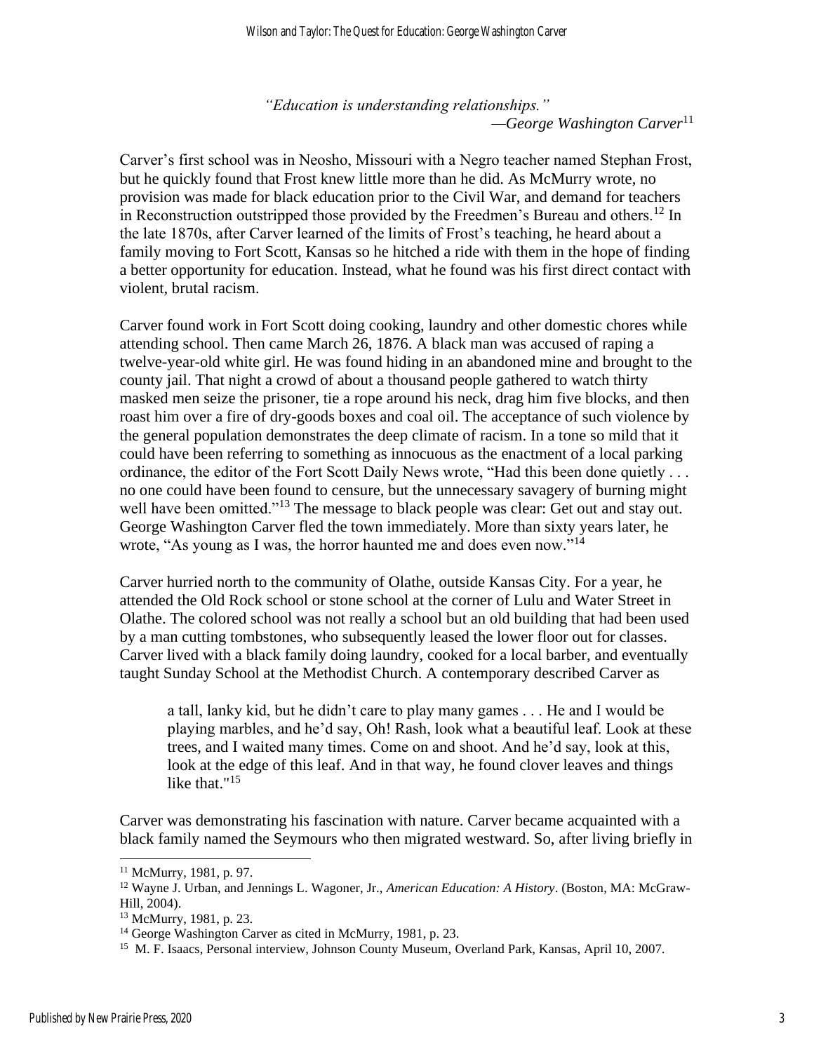*"Education is understanding relationships."*
*—George Washington Carver*[11]

Carver's first school was in Neosho, Missouri with a Negro teacher named Stephan Frost, but he quickly found that Frost knew little more than he did. As McMurry wrote, no provision was made for black education prior to the Civil War, and demand for teachers in Reconstruction outstripped those provided by the Freedmen's Bureau and others.[12] In the late 1870s, after Carver learned of the limits of Frost's teaching, he heard about a family moving to Fort Scott, Kansas so he hitched a ride with them in the hope of finding a better opportunity for education. Instead, what he found was his first direct contact with violent, brutal racism.

Carver found work in Fort Scott doing cooking, laundry and other domestic chores while attending school. Then came March 26, 1876. A black man was accused of raping a twelve-year-old white girl. He was found hiding in an abandoned mine and brought to the county jail. That night a crowd of about a thousand people gathered to watch thirty masked men seize the prisoner, tie a rope around his neck, drag him five blocks, and then roast him over a fire of dry-goods boxes and coal oil. The acceptance of such violence by the general population demonstrates the deep climate of racism. In a tone so mild that it could have been referring to something as innocuous as the enactment of a local parking ordinance, the editor of the Fort Scott Daily News wrote, "Had this been done quietly . . . no one could have been found to censure, but the unnecessary savagery of burning might well have been omitted."[13] The message to black people was clear: Get out and stay out. George Washington Carver fled the town immediately. More than sixty years later, he wrote, "As young as I was, the horror haunted me and does even now."[14]

Carver hurried north to the community of Olathe, outside Kansas City. For a year, he attended the Old Rock school or stone school at the corner of Lulu and Water Street in Olathe. The colored school was not really a school but an old building that had been used by a man cutting tombstones, who subsequently leased the lower floor out for classes. Carver lived with a black family doing laundry, cooked for a local barber, and eventually taught Sunday School at the Methodist Church. A contemporary described Carver as

> a tall, lanky kid, but he didn't care to play many games . . . He and I would be playing marbles, and he'd say, Oh! Rash, look what a beautiful leaf. Look at these trees, and I waited many times. Come on and shoot. And he'd say, look at this, look at the edge of this leaf. And in that way, he found clover leaves and things like that."[15]

Carver was demonstrating his fascination with nature. Carver became acquainted with a black family named the Seymours who then migrated westward. So, after living briefly in

---

[11] McMurry, 1981, p. 97.

[12] Wayne J. Urban, and Jennings L. Wagoner, Jr., *American Education: A History*. (Boston, MA: McGraw-Hill, 2004).

[13] McMurry, 1981, p. 23.

[14] George Washington Carver as cited in McMurry, 1981, p. 23.

[15] M. F. Isaacs, Personal interview, Johnson County Museum, Overland Park, Kansas, April 10, 2007.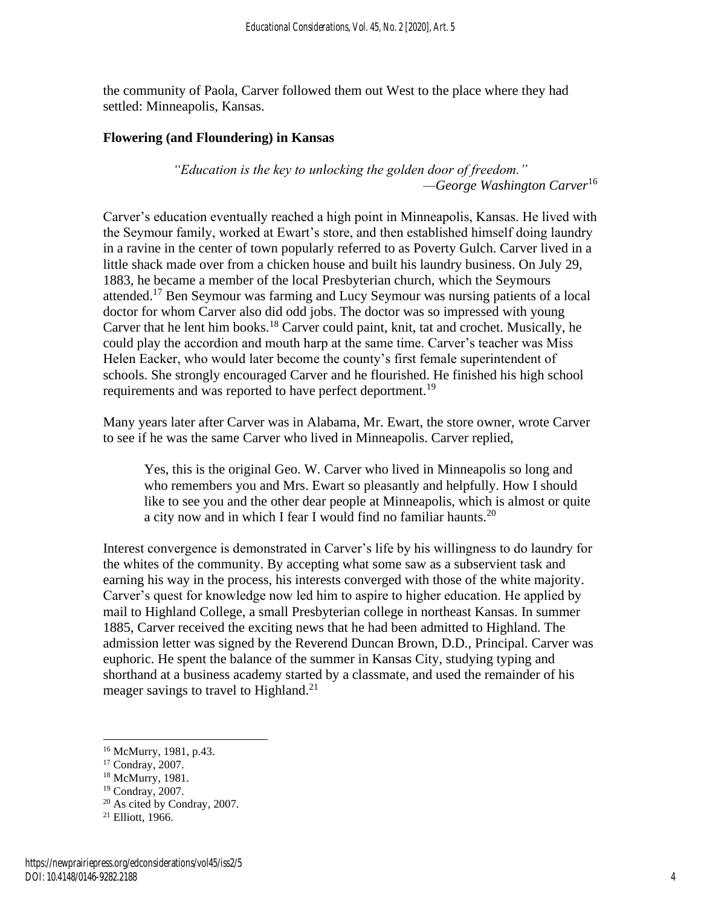the community of Paola, Carver followed them out West to the place where they had settled: Minneapolis, Kansas.

## Flowering (and Floundering) in Kansas

> *"Education is the key to unlocking the golden door of freedom."*
> —*George Washington Carver*[16]

Carver's education eventually reached a high point in Minneapolis, Kansas. He lived with the Seymour family, worked at Ewart's store, and then established himself doing laundry in a ravine in the center of town popularly referred to as Poverty Gulch. Carver lived in a little shack made over from a chicken house and built his laundry business. On July 29, 1883, he became a member of the local Presbyterian church, which the Seymours attended.[17] Ben Seymour was farming and Lucy Seymour was nursing patients of a local doctor for whom Carver also did odd jobs. The doctor was so impressed with young Carver that he lent him books.[18] Carver could paint, knit, tat and crochet. Musically, he could play the accordion and mouth harp at the same time. Carver's teacher was Miss Helen Eacker, who would later become the county's first female superintendent of schools. She strongly encouraged Carver and he flourished. He finished his high school requirements and was reported to have perfect deportment.[19]

Many years later after Carver was in Alabama, Mr. Ewart, the store owner, wrote Carver to see if he was the same Carver who lived in Minneapolis. Carver replied,

> Yes, this is the original Geo. W. Carver who lived in Minneapolis so long and who remembers you and Mrs. Ewart so pleasantly and helpfully. How I should like to see you and the other dear people at Minneapolis, which is almost or quite a city now and in which I fear I would find no familiar haunts.[20]

Interest convergence is demonstrated in Carver's life by his willingness to do laundry for the whites of the community. By accepting what some saw as a subservient task and earning his way in the process, his interests converged with those of the white majority. Carver's quest for knowledge now led him to aspire to higher education. He applied by mail to Highland College, a small Presbyterian college in northeast Kansas. In summer 1885, Carver received the exciting news that he had been admitted to Highland. The admission letter was signed by the Reverend Duncan Brown, D.D., Principal. Carver was euphoric. He spent the balance of the summer in Kansas City, studying typing and shorthand at a business academy started by a classmate, and used the remainder of his meager savings to travel to Highland.[21]

---

[16] McMurry, 1981, p.43.

[17] Condray, 2007.

[18] McMurry, 1981.

[19] Condray, 2007.

[20] As cited by Condray, 2007.

[21] Elliott, 1966.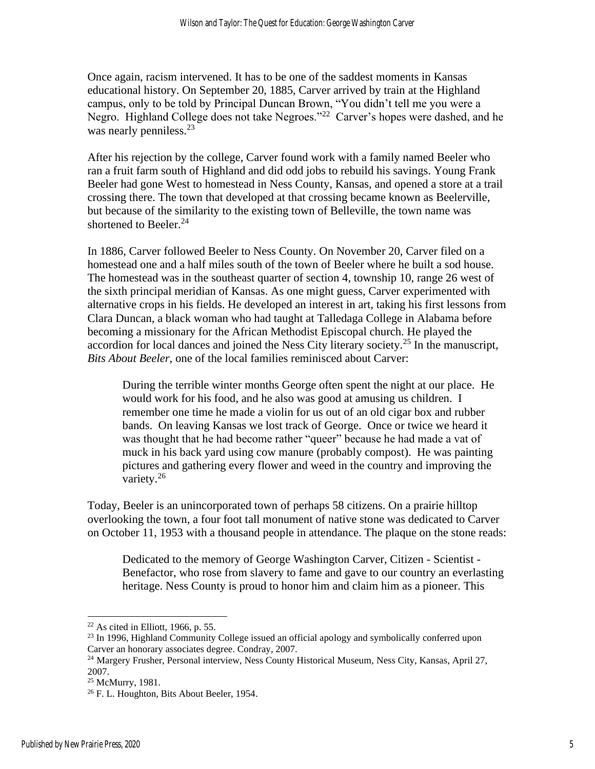Once again, racism intervened. It has to be one of the saddest moments in Kansas educational history. On September 20, 1885, Carver arrived by train at the Highland campus, only to be told by Principal Duncan Brown, "You didn't tell me you were a Negro. Highland College does not take Negroes."[22] Carver's hopes were dashed, and he was nearly penniless.[23]

After his rejection by the college, Carver found work with a family named Beeler who ran a fruit farm south of Highland and did odd jobs to rebuild his savings. Young Frank Beeler had gone West to homestead in Ness County, Kansas, and opened a store at a trail crossing there. The town that developed at that crossing became known as Beelerville, but because of the similarity to the existing town of Belleville, the town name was shortened to Beeler.[24]

In 1886, Carver followed Beeler to Ness County. On November 20, Carver filed on a homestead one and a half miles south of the town of Beeler where he built a sod house. The homestead was in the southeast quarter of section 4, township 10, range 26 west of the sixth principal meridian of Kansas. As one might guess, Carver experimented with alternative crops in his fields. He developed an interest in art, taking his first lessons from Clara Duncan, a black woman who had taught at Talledaga College in Alabama before becoming a missionary for the African Methodist Episcopal church. He played the accordion for local dances and joined the Ness City literary society.[25] In the manuscript, *Bits About Beeler*, one of the local families reminisced about Carver:

> During the terrible winter months George often spent the night at our place. He would work for his food, and he also was good at amusing us children. I remember one time he made a violin for us out of an old cigar box and rubber bands. On leaving Kansas we lost track of George. Once or twice we heard it was thought that he had become rather "queer" because he had made a vat of muck in his back yard using cow manure (probably compost). He was painting pictures and gathering every flower and weed in the country and improving the variety.[26]

Today, Beeler is an unincorporated town of perhaps 58 citizens. On a prairie hilltop overlooking the town, a four foot tall monument of native stone was dedicated to Carver on October 11, 1953 with a thousand people in attendance. The plaque on the stone reads:

> Dedicated to the memory of George Washington Carver, Citizen - Scientist - Benefactor, who rose from slavery to fame and gave to our country an everlasting heritage. Ness County is proud to honor him and claim him as a pioneer. This

---

[22] As cited in Elliott, 1966, p. 55.

[23] In 1996, Highland Community College issued an official apology and symbolically conferred upon Carver an honorary associates degree. Condray, 2007.

[24] Margery Frusher, Personal interview, Ness County Historical Museum, Ness City, Kansas, April 27, 2007.

[25] McMurry, 1981.

[26] F. L. Houghton, Bits About Beeler, 1954.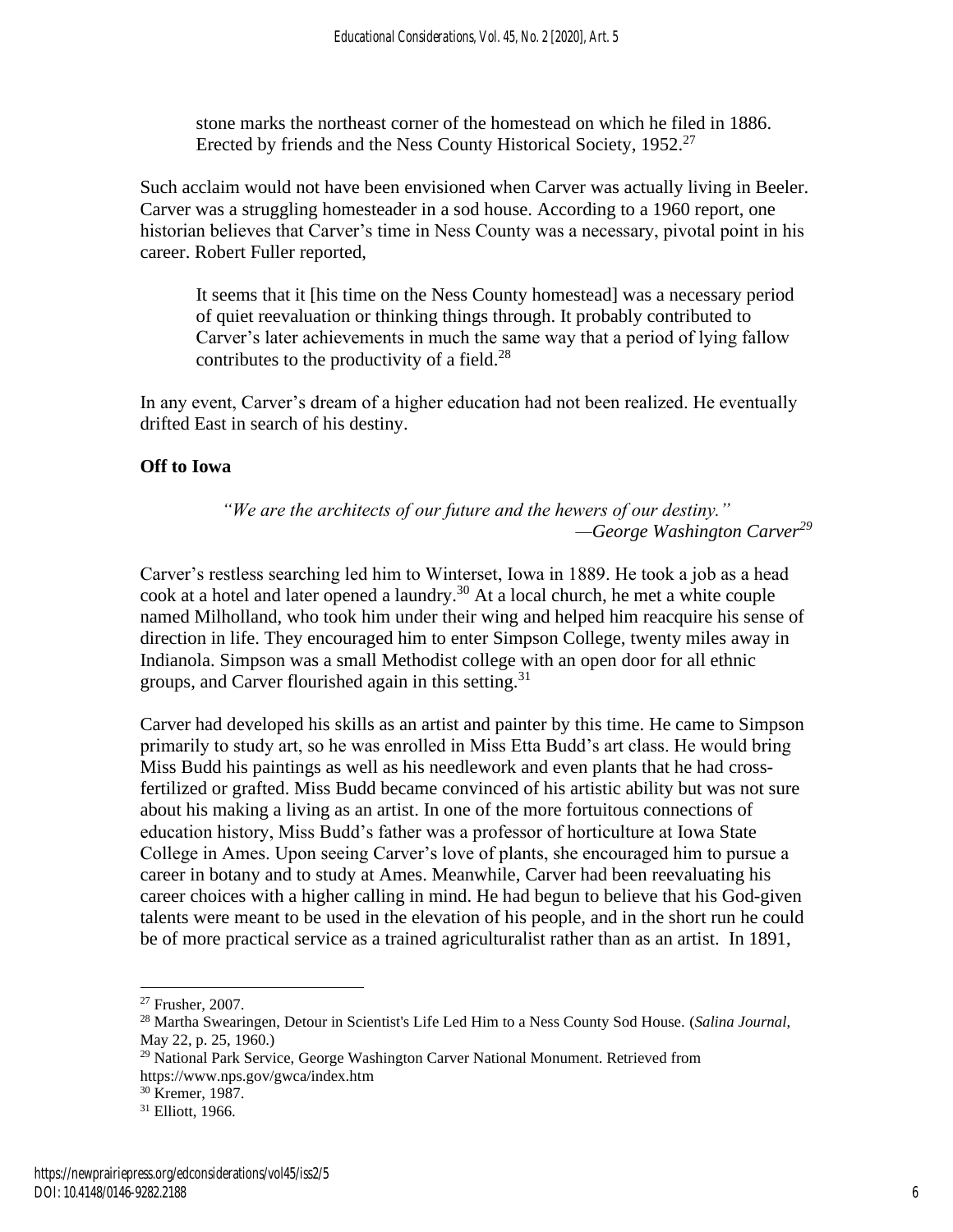> stone marks the northeast corner of the homestead on which he filed in 1886. Erected by friends and the Ness County Historical Society, 1952.[27]

Such acclaim would not have been envisioned when Carver was actually living in Beeler. Carver was a struggling homesteader in a sod house. According to a 1960 report, one historian believes that Carver's time in Ness County was a necessary, pivotal point in his career. Robert Fuller reported,

> It seems that it [his time on the Ness County homestead] was a necessary period of quiet reevaluation or thinking things through. It probably contributed to Carver's later achievements in much the same way that a period of lying fallow contributes to the productivity of a field.[28]

In any event, Carver's dream of a higher education had not been realized. He eventually drifted East in search of his destiny.

**Off to Iowa**

> *"We are the architects of our future and the hewers of our destiny."*
> *—George Washington Carver*[29]

Carver's restless searching led him to Winterset, Iowa in 1889. He took a job as a head cook at a hotel and later opened a laundry.[30] At a local church, he met a white couple named Milholland, who took him under their wing and helped him reacquire his sense of direction in life. They encouraged him to enter Simpson College, twenty miles away in Indianola. Simpson was a small Methodist college with an open door for all ethnic groups, and Carver flourished again in this setting.[31]

Carver had developed his skills as an artist and painter by this time. He came to Simpson primarily to study art, so he was enrolled in Miss Etta Budd's art class. He would bring Miss Budd his paintings as well as his needlework and even plants that he had cross-fertilized or grafted. Miss Budd became convinced of his artistic ability but was not sure about his making a living as an artist. In one of the more fortuitous connections of education history, Miss Budd's father was a professor of horticulture at Iowa State College in Ames. Upon seeing Carver's love of plants, she encouraged him to pursue a career in botany and to study at Ames. Meanwhile, Carver had been reevaluating his career choices with a higher calling in mind. He had begun to believe that his God-given talents were meant to be used in the elevation of his people, and in the short run he could be of more practical service as a trained agriculturalist rather than as an artist. In 1891,

---

[27] Frusher, 2007.

[28] Martha Swearingen, Detour in Scientist's Life Led Him to a Ness County Sod House. (*Salina Journal*, May 22, p. 25, 1960.)

[29] National Park Service, George Washington Carver National Monument. Retrieved from https://www.nps.gov/gwca/index.htm

[30] Kremer, 1987.

[31] Elliott, 1966.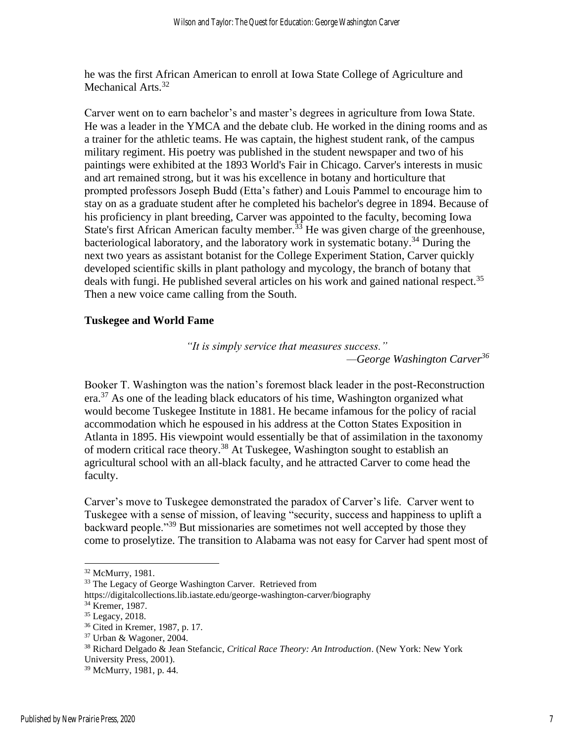he was the first African American to enroll at Iowa State College of Agriculture and Mechanical Arts.[32]

Carver went on to earn bachelor's and master's degrees in agriculture from Iowa State. He was a leader in the YMCA and the debate club. He worked in the dining rooms and as a trainer for the athletic teams. He was captain, the highest student rank, of the campus military regiment. His poetry was published in the student newspaper and two of his paintings were exhibited at the 1893 World's Fair in Chicago. Carver's interests in music and art remained strong, but it was his excellence in botany and horticulture that prompted professors Joseph Budd (Etta's father) and Louis Pammel to encourage him to stay on as a graduate student after he completed his bachelor's degree in 1894. Because of his proficiency in plant breeding, Carver was appointed to the faculty, becoming Iowa State's first African American faculty member.[33] He was given charge of the greenhouse, bacteriological laboratory, and the laboratory work in systematic botany.[34] During the next two years as assistant botanist for the College Experiment Station, Carver quickly developed scientific skills in plant pathology and mycology, the branch of botany that deals with fungi. He published several articles on his work and gained national respect.[35] Then a new voice came calling from the South.

## Tuskegee and World Fame

*"It is simply service that measures success."*
*—George Washington Carver*[36]

Booker T. Washington was the nation's foremost black leader in the post-Reconstruction era.[37] As one of the leading black educators of his time, Washington organized what would become Tuskegee Institute in 1881. He became infamous for the policy of racial accommodation which he espoused in his address at the Cotton States Exposition in Atlanta in 1895. His viewpoint would essentially be that of assimilation in the taxonomy of modern critical race theory.[38] At Tuskegee, Washington sought to establish an agricultural school with an all-black faculty, and he attracted Carver to come head the faculty.

Carver's move to Tuskegee demonstrated the paradox of Carver's life. Carver went to Tuskegee with a sense of mission, of leaving "security, success and happiness to uplift a backward people."[39] But missionaries are sometimes not well accepted by those they come to proselytize. The transition to Alabama was not easy for Carver had spent most of

---

[32] McMurry, 1981.

[33] The Legacy of George Washington Carver. Retrieved from https://digitalcollections.lib.iastate.edu/george-washington-carver/biography

[34] Kremer, 1987.

[35] Legacy, 2018.

[36] Cited in Kremer, 1987, p. 17.

[37] Urban & Wagoner, 2004.

[38] Richard Delgado & Jean Stefancic, *Critical Race Theory: An Introduction*. (New York: New York University Press, 2001).

[39] McMurry, 1981, p. 44.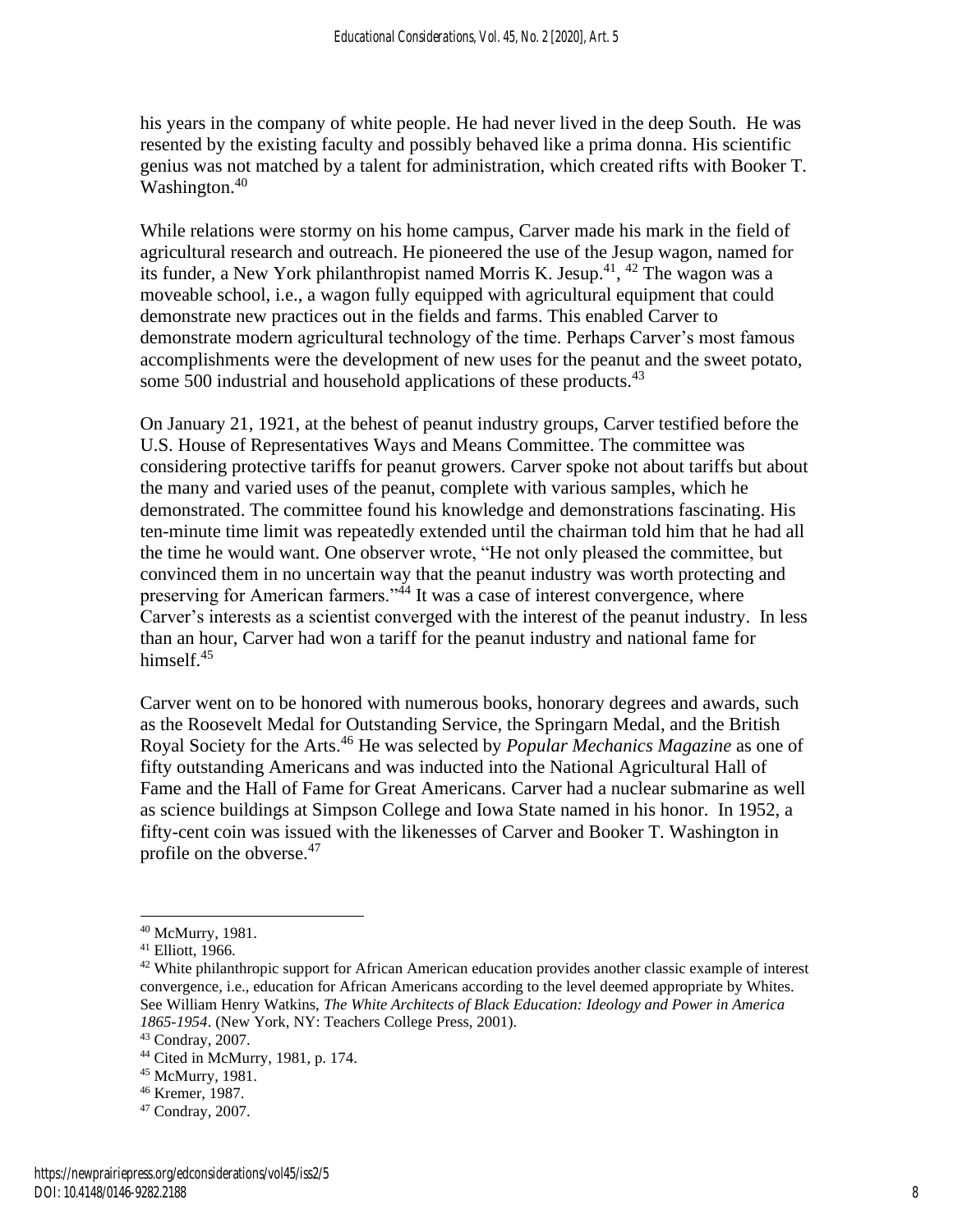his years in the company of white people. He had never lived in the deep South. He was resented by the existing faculty and possibly behaved like a prima donna. His scientific genius was not matched by a talent for administration, which created rifts with Booker T. Washington.[40]

While relations were stormy on his home campus, Carver made his mark in the field of agricultural research and outreach. He pioneered the use of the Jesup wagon, named for its funder, a New York philanthropist named Morris K. Jesup.[41], [42] The wagon was a moveable school, i.e., a wagon fully equipped with agricultural equipment that could demonstrate new practices out in the fields and farms. This enabled Carver to demonstrate modern agricultural technology of the time. Perhaps Carver's most famous accomplishments were the development of new uses for the peanut and the sweet potato, some 500 industrial and household applications of these products.[43]

On January 21, 1921, at the behest of peanut industry groups, Carver testified before the U.S. House of Representatives Ways and Means Committee. The committee was considering protective tariffs for peanut growers. Carver spoke not about tariffs but about the many and varied uses of the peanut, complete with various samples, which he demonstrated. The committee found his knowledge and demonstrations fascinating. His ten-minute time limit was repeatedly extended until the chairman told him that he had all the time he would want. One observer wrote, "He not only pleased the committee, but convinced them in no uncertain way that the peanut industry was worth protecting and preserving for American farmers."[44] It was a case of interest convergence, where Carver's interests as a scientist converged with the interest of the peanut industry. In less than an hour, Carver had won a tariff for the peanut industry and national fame for himself.[45]

Carver went on to be honored with numerous books, honorary degrees and awards, such as the Roosevelt Medal for Outstanding Service, the Springarn Medal, and the British Royal Society for the Arts.[46] He was selected by *Popular Mechanics Magazine* as one of fifty outstanding Americans and was inducted into the National Agricultural Hall of Fame and the Hall of Fame for Great Americans. Carver had a nuclear submarine as well as science buildings at Simpson College and Iowa State named in his honor. In 1952, a fifty-cent coin was issued with the likenesses of Carver and Booker T. Washington in profile on the obverse.[47]

---

[40] McMurry, 1981.

[41] Elliott, 1966.

[42] White philanthropic support for African American education provides another classic example of interest convergence, i.e., education for African Americans according to the level deemed appropriate by Whites. See William Henry Watkins, *The White Architects of Black Education: Ideology and Power in America 1865-1954*. (New York, NY: Teachers College Press, 2001).

[43] Condray, 2007.

[44] Cited in McMurry, 1981, p. 174.

[45] McMurry, 1981.

[46] Kremer, 1987.

[47] Condray, 2007.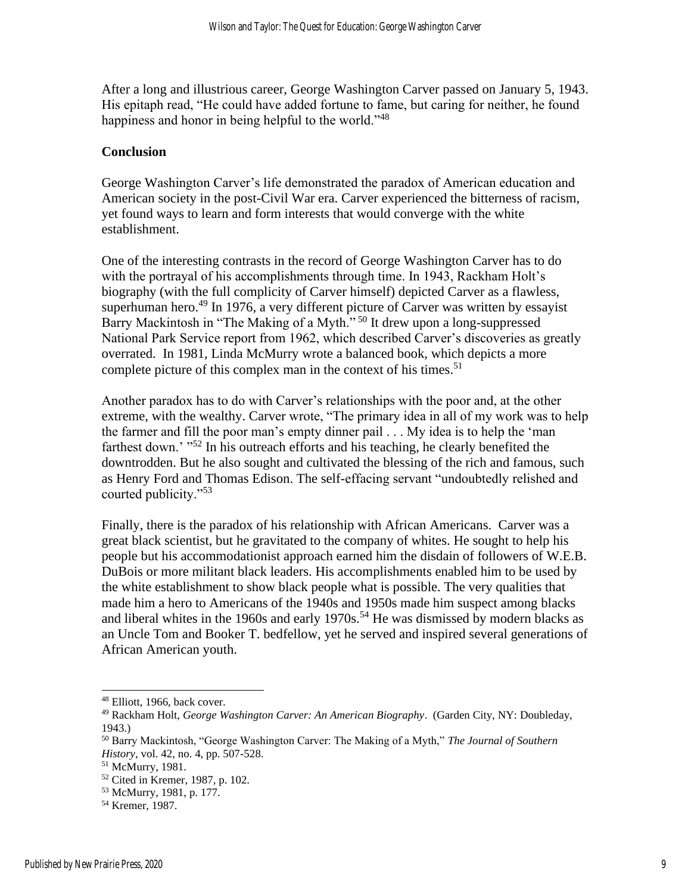After a long and illustrious career, George Washington Carver passed on January 5, 1943. His epitaph read, "He could have added fortune to fame, but caring for neither, he found happiness and honor in being helpful to the world."[48]

**Conclusion**

George Washington Carver's life demonstrated the paradox of American education and American society in the post-Civil War era. Carver experienced the bitterness of racism, yet found ways to learn and form interests that would converge with the white establishment.

One of the interesting contrasts in the record of George Washington Carver has to do with the portrayal of his accomplishments through time. In 1943, Rackham Holt's biography (with the full complicity of Carver himself) depicted Carver as a flawless, superhuman hero.[49] In 1976, a very different picture of Carver was written by essayist Barry Mackintosh in "The Making of a Myth."[50] It drew upon a long-suppressed National Park Service report from 1962, which described Carver's discoveries as greatly overrated. In 1981, Linda McMurry wrote a balanced book, which depicts a more complete picture of this complex man in the context of his times.[51]

Another paradox has to do with Carver's relationships with the poor and, at the other extreme, with the wealthy. Carver wrote, "The primary idea in all of my work was to help the farmer and fill the poor man's empty dinner pail . . . My idea is to help the 'man farthest down.' "[52] In his outreach efforts and his teaching, he clearly benefited the downtrodden. But he also sought and cultivated the blessing of the rich and famous, such as Henry Ford and Thomas Edison. The self-effacing servant "undoubtedly relished and courted publicity."[53]

Finally, there is the paradox of his relationship with African Americans. Carver was a great black scientist, but he gravitated to the company of whites. He sought to help his people but his accommodationist approach earned him the disdain of followers of W.E.B. DuBois or more militant black leaders. His accomplishments enabled him to be used by the white establishment to show black people what is possible. The very qualities that made him a hero to Americans of the 1940s and 1950s made him suspect among blacks and liberal whites in the 1960s and early 1970s.[54] He was dismissed by modern blacks as an Uncle Tom and Booker T. bedfellow, yet he served and inspired several generations of African American youth.

---

[48] Elliott, 1966, back cover.

[49] Rackham Holt, *George Washington Carver: An American Biography*. (Garden City, NY: Doubleday, 1943.)

[50] Barry Mackintosh, "George Washington Carver: The Making of a Myth," *The Journal of Southern History*, vol. 42, no. 4, pp. 507-528.

[51] McMurry, 1981.

[52] Cited in Kremer, 1987, p. 102.

[53] McMurry, 1981, p. 177.

[54] Kremer, 1987.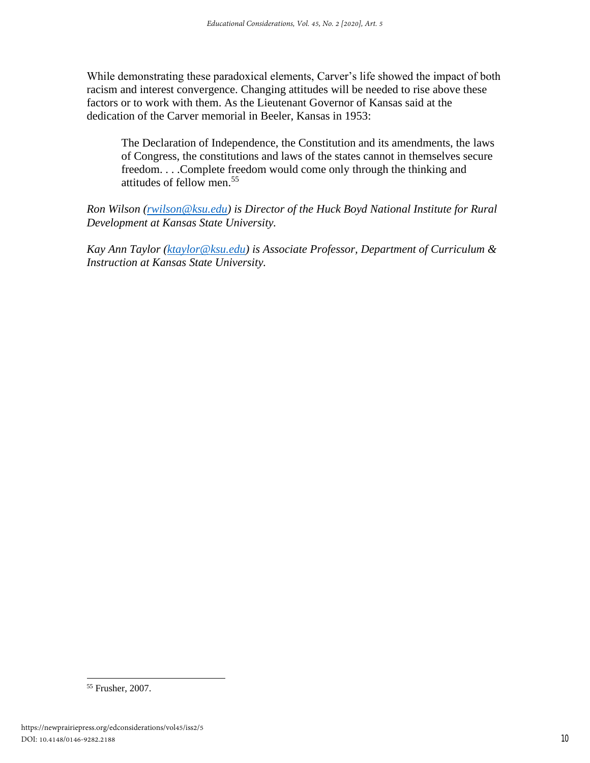While demonstrating these paradoxical elements, Carver's life showed the impact of both racism and interest convergence. Changing attitudes will be needed to rise above these factors or to work with them. As the Lieutenant Governor of Kansas said at the dedication of the Carver memorial in Beeler, Kansas in 1953:

> The Declaration of Independence, the Constitution and its amendments, the laws of Congress, the constitutions and laws of the states cannot in themselves secure freedom. . . .Complete freedom would come only through the thinking and attitudes of fellow men.[55]

*Ron Wilson (rwilson@ksu.edu) is Director of the Huck Boyd National Institute for Rural Development at Kansas State University.*

*Kay Ann Taylor (ktaylor@ksu.edu) is Associate Professor, Department of Curriculum & Instruction at Kansas State University.*

---

[55] Frusher, 2007.